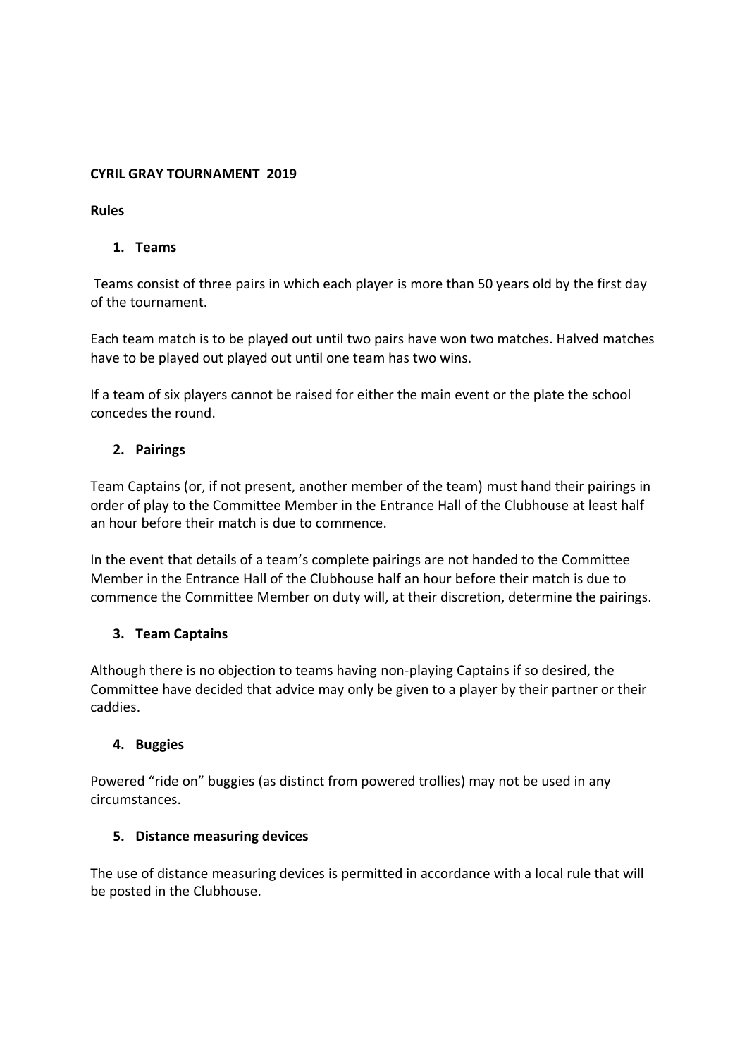**CYRIL GRAY TOURNAMENT 2019**

**Rules**

1. **Teams**

Teams consist of three pairs in which each player is more than 50 years old by the first day of the tournament.

Each team match is to be played out until two pairs have won two matches. Halved matches have to be played out played out until one team has two wins.

If a team of six players cannot be raised for either the main event or the plate the school concedes the round.

2. **Pairings**

Team Captains (or, if not present, another member of the team) must hand their pairings in order of play to the Committee Member in the Entrance Hall of the Clubhouse at least half an hour before their match is due to commence.

In the event that details of a team's complete pairings are not handed to the Committee Member in the Entrance Hall of the Clubhouse half an hour before their match is due to commence the Committee Member on duty will, at their discretion, determine the pairings.

3. **Team Captains**

Although there is no objection to teams having non-playing Captains if so desired, the Committee have decided that advice may only be given to a player by their partner or their caddies.

4. **Buggies**

Powered "ride on" buggies (as distinct from powered trollies) may not be used in any circumstances.

5. **Distance measuring devices**

The use of distance measuring devices is permitted in accordance with a local rule that will be posted in the Clubhouse.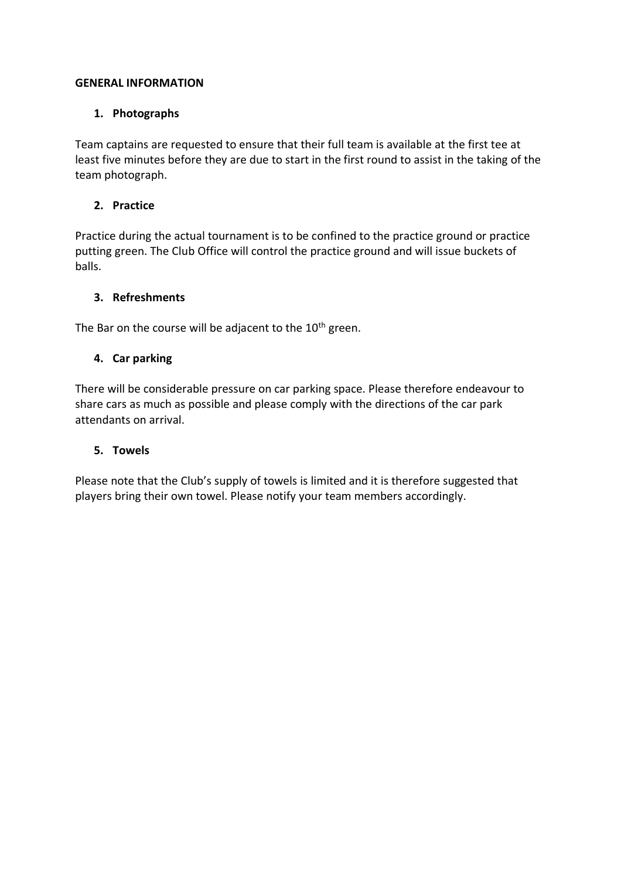**GENERAL INFORMATION**

1. **Photographs**

Team captains are requested to ensure that their full team is available at the first tee at least five minutes before they are due to start in the first round to assist in the taking of the team photograph.

2. **Practice**

Practice during the actual tournament is to be confined to the practice ground or practice putting green. The Club Office will control the practice ground and will issue buckets of balls.

3. **Refreshments**

The Bar on the course will be adjacent to the 10th green.

4. **Car parking**

There will be considerable pressure on car parking space. Please therefore endeavour to share cars as much as possible and please comply with the directions of the car park attendants on arrival.

5. **Towels**

Please note that the Club's supply of towels is limited and it is therefore suggested that players bring their own towel. Please notify your team members accordingly.